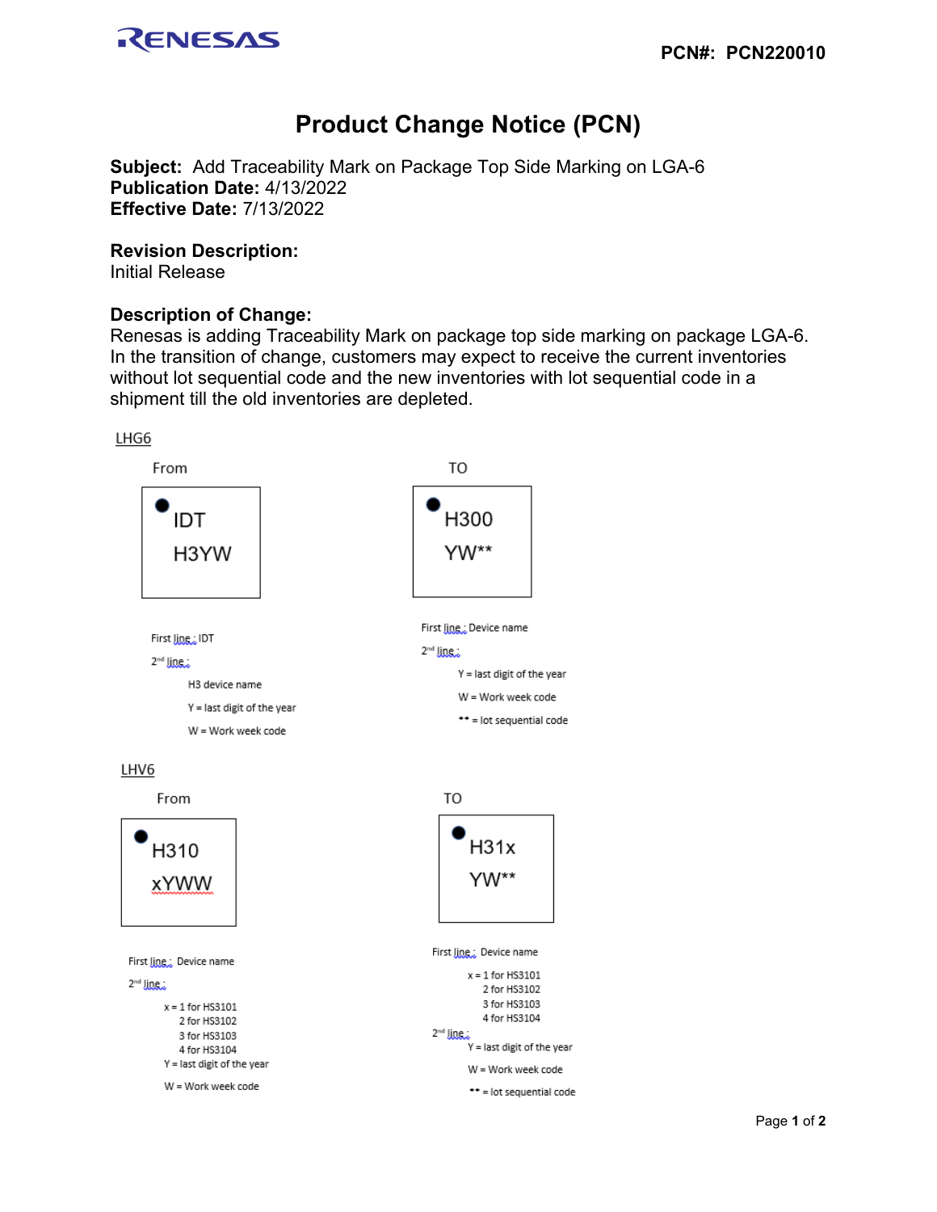**PCN#: PCN220010**

# Product Change Notice (PCN)

**Subject:** Add Traceability Mark on Package Top Side Marking on LGA-6
**Publication Date:** 4/13/2022
**Effective Date:** 7/13/2022

**Revision Description:**
Initial Release

**Description of Change:**
Renesas is adding Traceability Mark on package top side marking on package LGA-6. In the transition of change, customers may expect to receive the current inventories without lot sequential code and the new inventories with lot sequential code in a shipment till the old inventories are depleted.

## LHG6

**From**

```
● IDT
  H3YW
```

First line : IDT

2nd line :

- H3 device name
- Y = last digit of the year
- W = Work week code

**TO**

```
● H300
  YW**
```

First line : Device name

2nd line :

- Y = last digit of the year
- W = Work week code
- ** = lot sequential code

## LHV6

**From**

```
● H310
  xYWW
```

First line : Device name

2nd line :

- x = 1 for HS3101
  - 2 for HS3102
  - 3 for HS3103
  - 4 for HS3104
- Y = last digit of the year
- W = Work week code

**TO**

```
● H31x
  YW**
```

First line : Device name

- x = 1 for HS3101
  - 2 for HS3102
  - 3 for HS3103
  - 4 for HS3104

2nd line :

- Y = last digit of the year
- W = Work week code
- ** = lot sequential code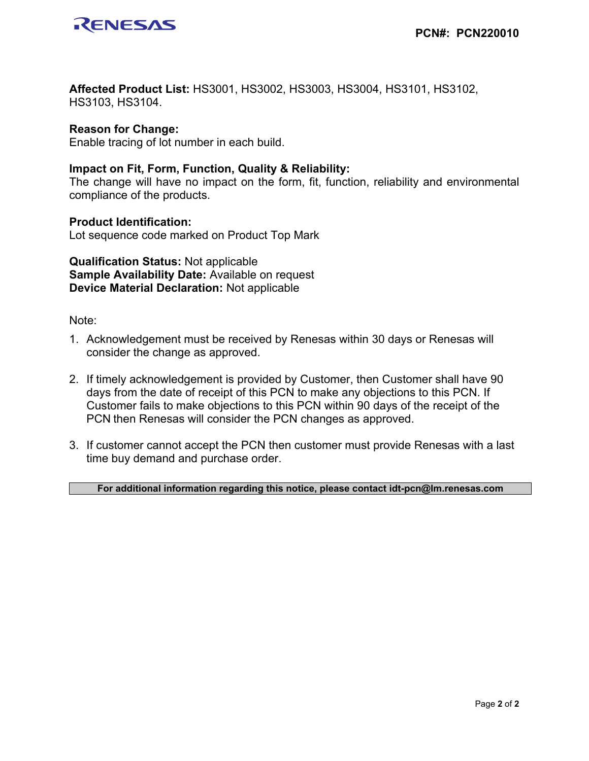**Affected Product List:** HS3001, HS3002, HS3003, HS3004, HS3101, HS3102, HS3103, HS3104.

**Reason for Change:**
Enable tracing of lot number in each build.

**Impact on Fit, Form, Function, Quality & Reliability:**
The change will have no impact on the form, fit, function, reliability and environmental compliance of the products.

**Product Identification:**
Lot sequence code marked on Product Top Mark

**Qualification Status:** Not applicable
**Sample Availability Date:** Available on request
**Device Material Declaration:** Not applicable

Note:

1. Acknowledgement must be received by Renesas within 30 days or Renesas will consider the change as approved.

2. If timely acknowledgement is provided by Customer, then Customer shall have 90 days from the date of receipt of this PCN to make any objections to this PCN. If Customer fails to make objections to this PCN within 90 days of the receipt of the PCN then Renesas will consider the PCN changes as approved.

3. If customer cannot accept the PCN then customer must provide Renesas with a last time buy demand and purchase order.

**For additional information regarding this notice, please contact idt-pcn@lm.renesas.com**